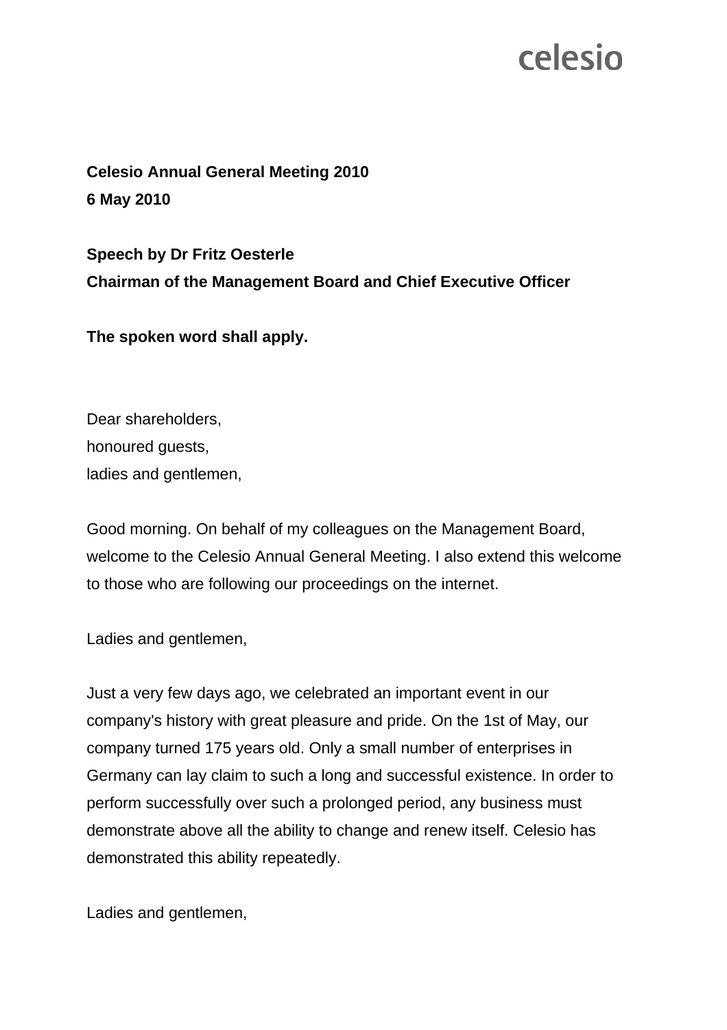**Celesio Annual General Meeting 2010**
**6 May 2010**

**Speech by Dr Fritz Oesterle**
**Chairman of the Management Board and Chief Executive Officer**

**The spoken word shall apply.**

Dear shareholders,
honoured guests,
ladies and gentlemen,

Good morning. On behalf of my colleagues on the Management Board, welcome to the Celesio Annual General Meeting. I also extend this welcome to those who are following our proceedings on the internet.

Ladies and gentlemen,

Just a very few days ago, we celebrated an important event in our company's history with great pleasure and pride. On the 1st of May, our company turned 175 years old. Only a small number of enterprises in Germany can lay claim to such a long and successful existence. In order to perform successfully over such a prolonged period, any business must demonstrate above all the ability to change and renew itself. Celesio has demonstrated this ability repeatedly.

Ladies and gentlemen,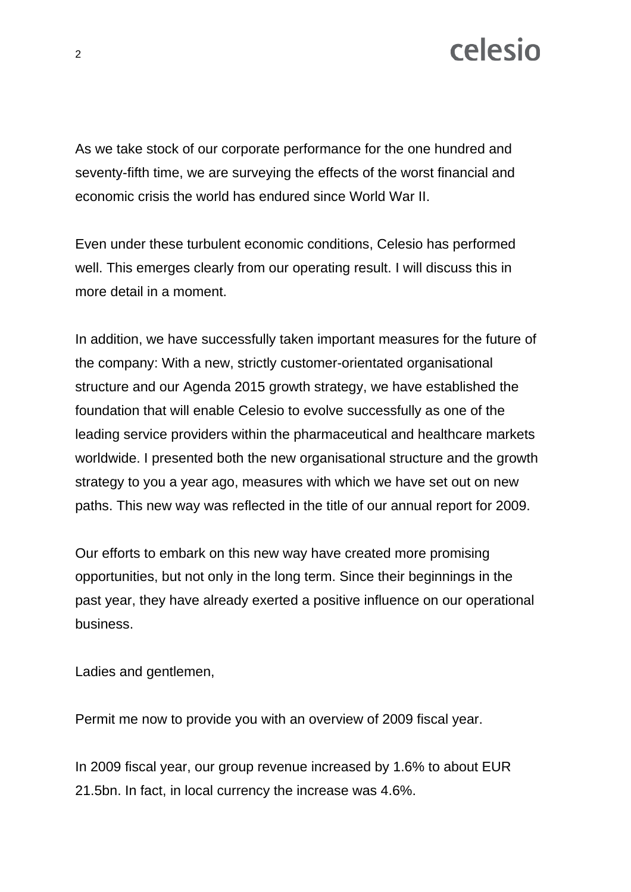As we take stock of our corporate performance for the one hundred and seventy-fifth time, we are surveying the effects of the worst financial and economic crisis the world has endured since World War II.

Even under these turbulent economic conditions, Celesio has performed well. This emerges clearly from our operating result. I will discuss this in more detail in a moment.

In addition, we have successfully taken important measures for the future of the company: With a new, strictly customer-orientated organisational structure and our Agenda 2015 growth strategy, we have established the foundation that will enable Celesio to evolve successfully as one of the leading service providers within the pharmaceutical and healthcare markets worldwide. I presented both the new organisational structure and the growth strategy to you a year ago, measures with which we have set out on new paths. This new way was reflected in the title of our annual report for 2009.

Our efforts to embark on this new way have created more promising opportunities, but not only in the long term. Since their beginnings in the past year, they have already exerted a positive influence on our operational business.

Ladies and gentlemen,

Permit me now to provide you with an overview of 2009 fiscal year.

In 2009 fiscal year, our group revenue increased by 1.6% to about EUR 21.5bn. In fact, in local currency the increase was 4.6%.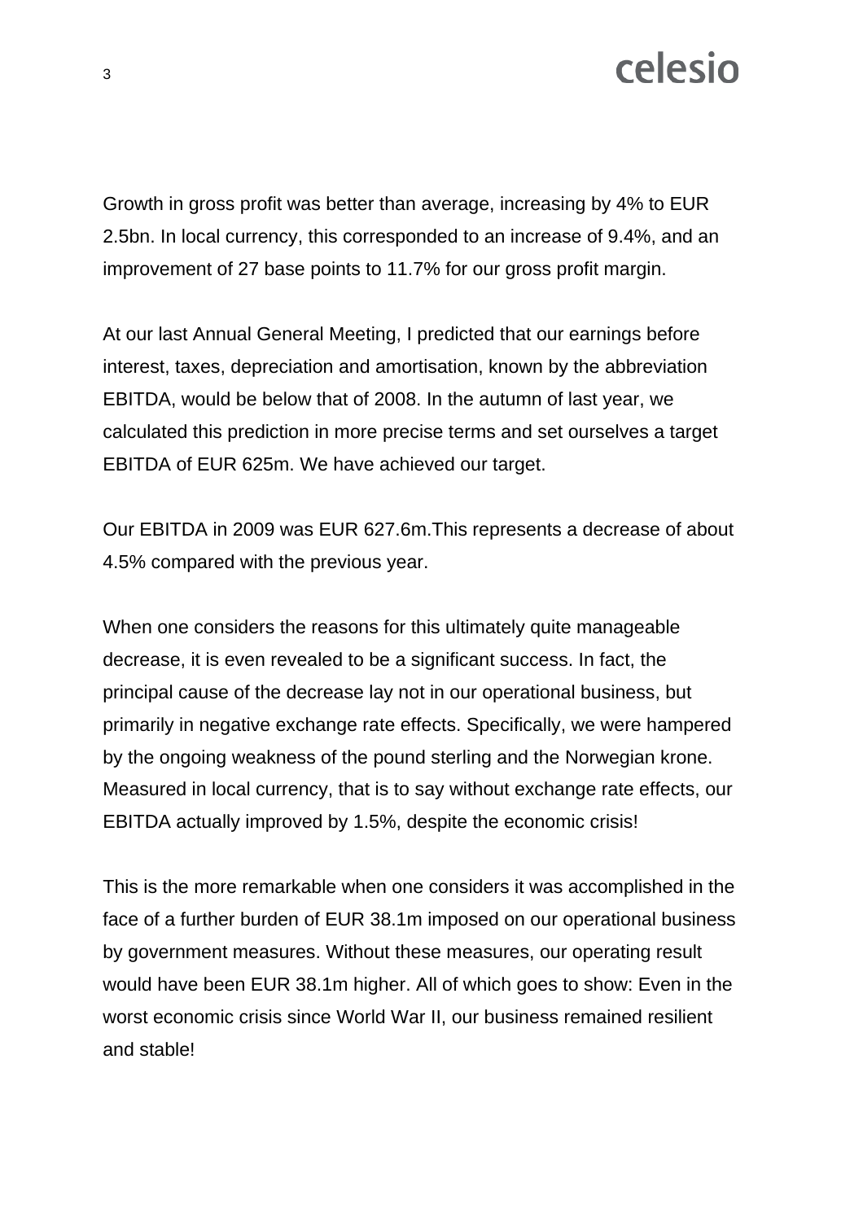Growth in gross profit was better than average, increasing by 4% to EUR 2.5bn. In local currency, this corresponded to an increase of 9.4%, and an improvement of 27 base points to 11.7% for our gross profit margin.

At our last Annual General Meeting, I predicted that our earnings before interest, taxes, depreciation and amortisation, known by the abbreviation EBITDA, would be below that of 2008. In the autumn of last year, we calculated this prediction in more precise terms and set ourselves a target EBITDA of EUR 625m. We have achieved our target.

Our EBITDA in 2009 was EUR 627.6m.This represents a decrease of about 4.5% compared with the previous year.

When one considers the reasons for this ultimately quite manageable decrease, it is even revealed to be a significant success. In fact, the principal cause of the decrease lay not in our operational business, but primarily in negative exchange rate effects. Specifically, we were hampered by the ongoing weakness of the pound sterling and the Norwegian krone. Measured in local currency, that is to say without exchange rate effects, our EBITDA actually improved by 1.5%, despite the economic crisis!

This is the more remarkable when one considers it was accomplished in the face of a further burden of EUR 38.1m imposed on our operational business by government measures. Without these measures, our operating result would have been EUR 38.1m higher. All of which goes to show: Even in the worst economic crisis since World War II, our business remained resilient and stable!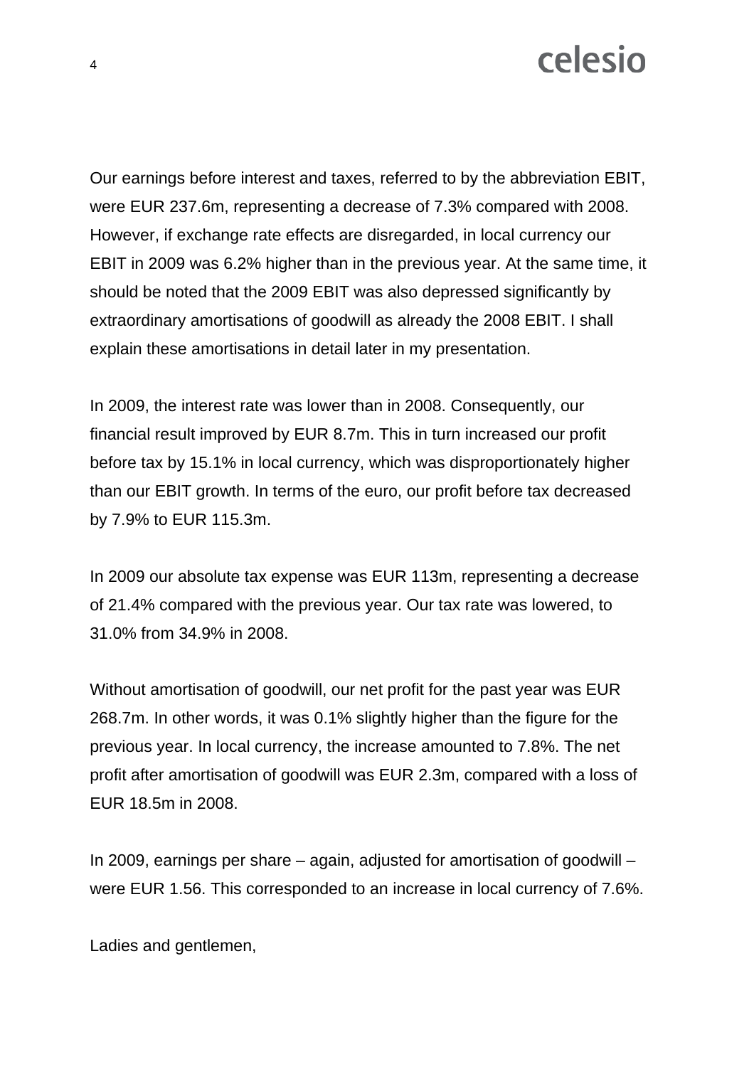Our earnings before interest and taxes, referred to by the abbreviation EBIT, were EUR 237.6m, representing a decrease of 7.3% compared with 2008. However, if exchange rate effects are disregarded, in local currency our EBIT in 2009 was 6.2% higher than in the previous year. At the same time, it should be noted that the 2009 EBIT was also depressed significantly by extraordinary amortisations of goodwill as already the 2008 EBIT. I shall explain these amortisations in detail later in my presentation.

In 2009, the interest rate was lower than in 2008. Consequently, our financial result improved by EUR 8.7m. This in turn increased our profit before tax by 15.1% in local currency, which was disproportionately higher than our EBIT growth. In terms of the euro, our profit before tax decreased by 7.9% to EUR 115.3m.

In 2009 our absolute tax expense was EUR 113m, representing a decrease of 21.4% compared with the previous year. Our tax rate was lowered, to 31.0% from 34.9% in 2008.

Without amortisation of goodwill, our net profit for the past year was EUR 268.7m. In other words, it was 0.1% slightly higher than the figure for the previous year. In local currency, the increase amounted to 7.8%. The net profit after amortisation of goodwill was EUR 2.3m, compared with a loss of EUR 18.5m in 2008.

In 2009, earnings per share – again, adjusted for amortisation of goodwill – were EUR 1.56. This corresponded to an increase in local currency of 7.6%.

Ladies and gentlemen,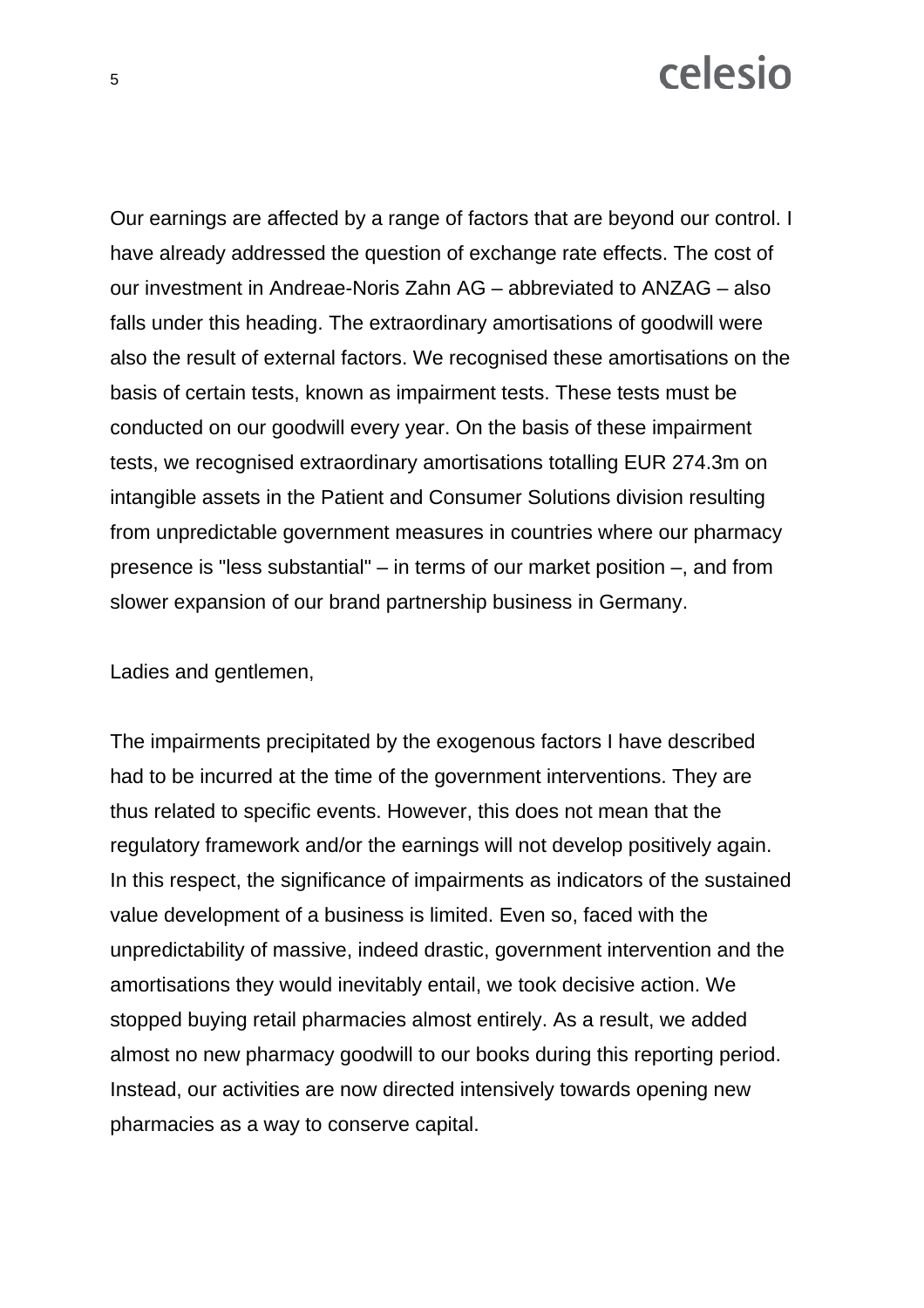Our earnings are affected by a range of factors that are beyond our control. I have already addressed the question of exchange rate effects. The cost of our investment in Andreae-Noris Zahn AG – abbreviated to ANZAG – also falls under this heading. The extraordinary amortisations of goodwill were also the result of external factors. We recognised these amortisations on the basis of certain tests, known as impairment tests. These tests must be conducted on our goodwill every year. On the basis of these impairment tests, we recognised extraordinary amortisations totalling EUR 274.3m on intangible assets in the Patient and Consumer Solutions division resulting from unpredictable government measures in countries where our pharmacy presence is "less substantial" – in terms of our market position –, and from slower expansion of our brand partnership business in Germany.

Ladies and gentlemen,

The impairments precipitated by the exogenous factors I have described had to be incurred at the time of the government interventions. They are thus related to specific events. However, this does not mean that the regulatory framework and/or the earnings will not develop positively again. In this respect, the significance of impairments as indicators of the sustained value development of a business is limited. Even so, faced with the unpredictability of massive, indeed drastic, government intervention and the amortisations they would inevitably entail, we took decisive action. We stopped buying retail pharmacies almost entirely. As a result, we added almost no new pharmacy goodwill to our books during this reporting period. Instead, our activities are now directed intensively towards opening new pharmacies as a way to conserve capital.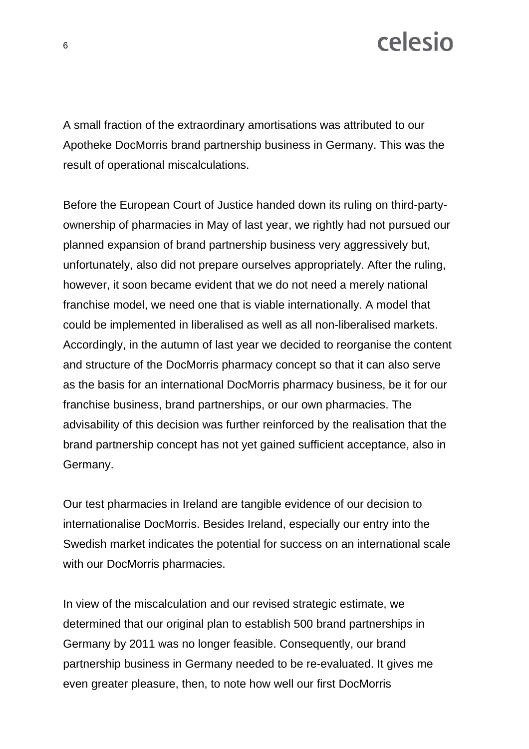A small fraction of the extraordinary amortisations was attributed to our Apotheke DocMorris brand partnership business in Germany. This was the result of operational miscalculations.

Before the European Court of Justice handed down its ruling on third-party-ownership of pharmacies in May of last year, we rightly had not pursued our planned expansion of brand partnership business very aggressively but, unfortunately, also did not prepare ourselves appropriately. After the ruling, however, it soon became evident that we do not need a merely national franchise model, we need one that is viable internationally. A model that could be implemented in liberalised as well as all non-liberalised markets. Accordingly, in the autumn of last year we decided to reorganise the content and structure of the DocMorris pharmacy concept so that it can also serve as the basis for an international DocMorris pharmacy business, be it for our franchise business, brand partnerships, or our own pharmacies. The advisability of this decision was further reinforced by the realisation that the brand partnership concept has not yet gained sufficient acceptance, also in Germany.

Our test pharmacies in Ireland are tangible evidence of our decision to internationalise DocMorris. Besides Ireland, especially our entry into the Swedish market indicates the potential for success on an international scale with our DocMorris pharmacies.

In view of the miscalculation and our revised strategic estimate, we determined that our original plan to establish 500 brand partnerships in Germany by 2011 was no longer feasible. Consequently, our brand partnership business in Germany needed to be re-evaluated. It gives me even greater pleasure, then, to note how well our first DocMorris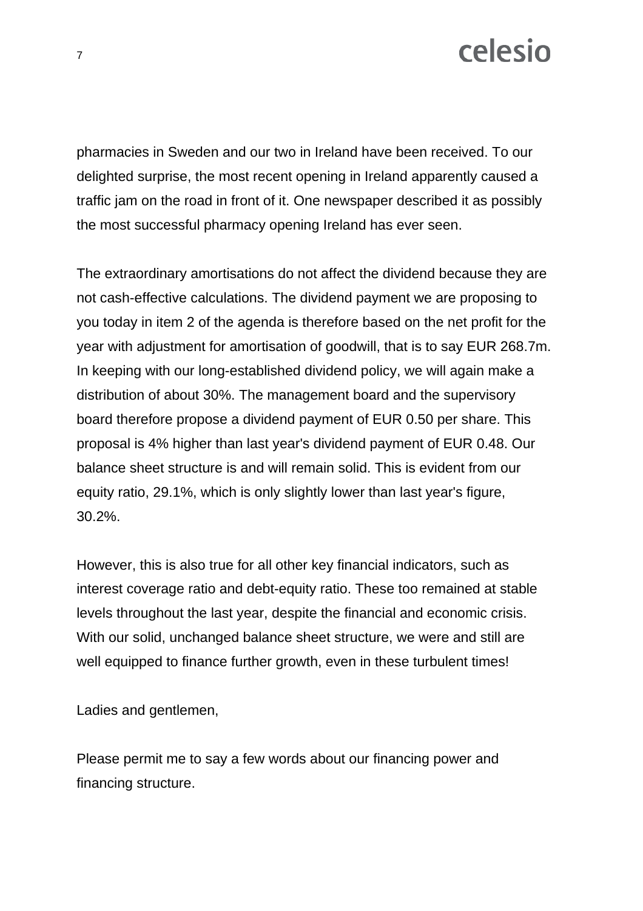pharmacies in Sweden and our two in Ireland have been received. To our delighted surprise, the most recent opening in Ireland apparently caused a traffic jam on the road in front of it. One newspaper described it as possibly the most successful pharmacy opening Ireland has ever seen.

The extraordinary amortisations do not affect the dividend because they are not cash-effective calculations. The dividend payment we are proposing to you today in item 2 of the agenda is therefore based on the net profit for the year with adjustment for amortisation of goodwill, that is to say EUR 268.7m. In keeping with our long-established dividend policy, we will again make a distribution of about 30%. The management board and the supervisory board therefore propose a dividend payment of EUR 0.50 per share. This proposal is 4% higher than last year's dividend payment of EUR 0.48. Our balance sheet structure is and will remain solid. This is evident from our equity ratio, 29.1%, which is only slightly lower than last year's figure, 30.2%.

However, this is also true for all other key financial indicators, such as interest coverage ratio and debt-equity ratio. These too remained at stable levels throughout the last year, despite the financial and economic crisis. With our solid, unchanged balance sheet structure, we were and still are well equipped to finance further growth, even in these turbulent times!

Ladies and gentlemen,

Please permit me to say a few words about our financing power and financing structure.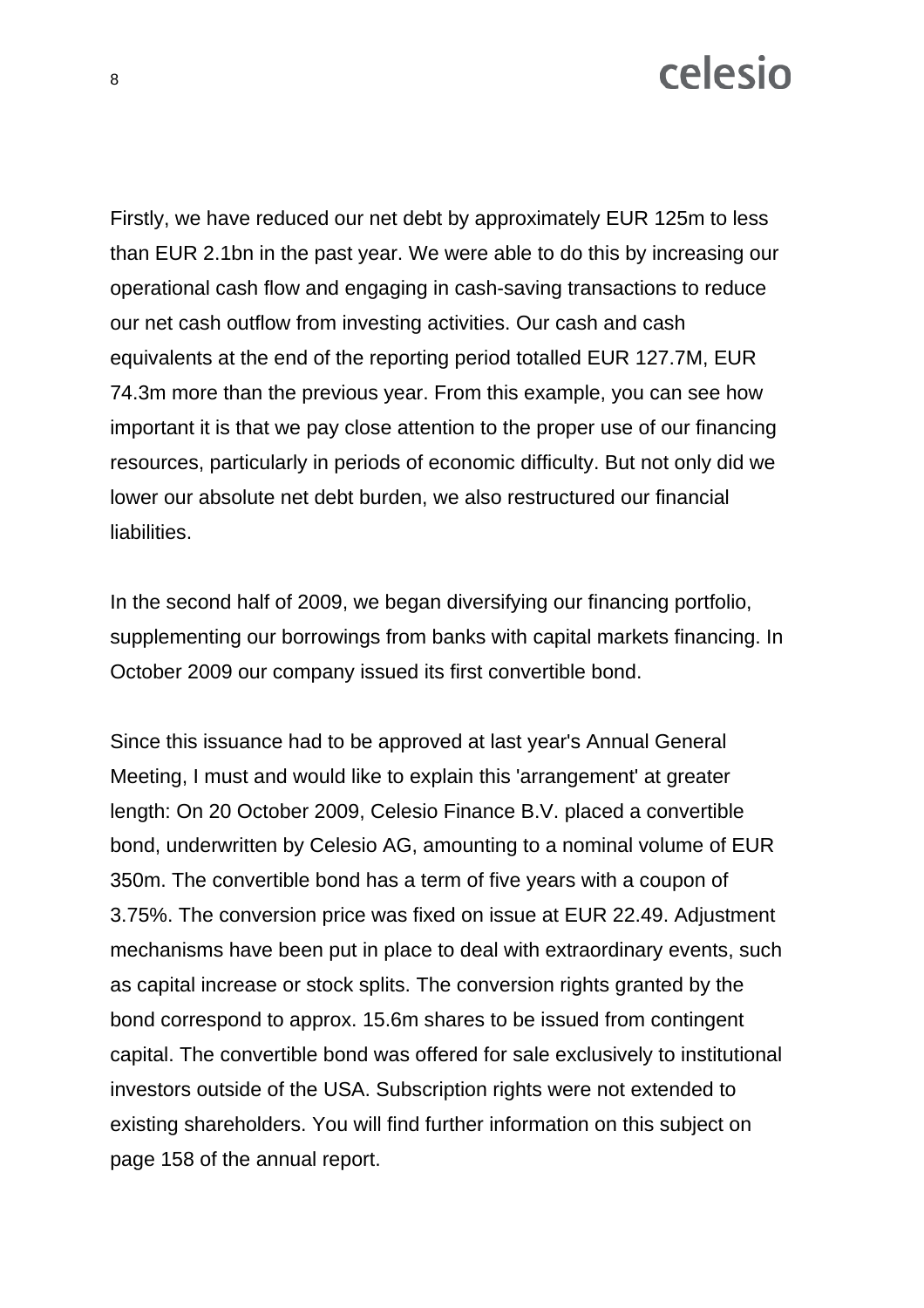Firstly, we have reduced our net debt by approximately EUR 125m to less than EUR 2.1bn in the past year. We were able to do this by increasing our operational cash flow and engaging in cash-saving transactions to reduce our net cash outflow from investing activities. Our cash and cash equivalents at the end of the reporting period totalled EUR 127.7M, EUR 74.3m more than the previous year. From this example, you can see how important it is that we pay close attention to the proper use of our financing resources, particularly in periods of economic difficulty. But not only did we lower our absolute net debt burden, we also restructured our financial liabilities.

In the second half of 2009, we began diversifying our financing portfolio, supplementing our borrowings from banks with capital markets financing. In October 2009 our company issued its first convertible bond.

Since this issuance had to be approved at last year's Annual General Meeting, I must and would like to explain this 'arrangement' at greater length: On 20 October 2009, Celesio Finance B.V. placed a convertible bond, underwritten by Celesio AG, amounting to a nominal volume of EUR 350m. The convertible bond has a term of five years with a coupon of 3.75%. The conversion price was fixed on issue at EUR 22.49. Adjustment mechanisms have been put in place to deal with extraordinary events, such as capital increase or stock splits. The conversion rights granted by the bond correspond to approx. 15.6m shares to be issued from contingent capital. The convertible bond was offered for sale exclusively to institutional investors outside of the USA. Subscription rights were not extended to existing shareholders. You will find further information on this subject on page 158 of the annual report.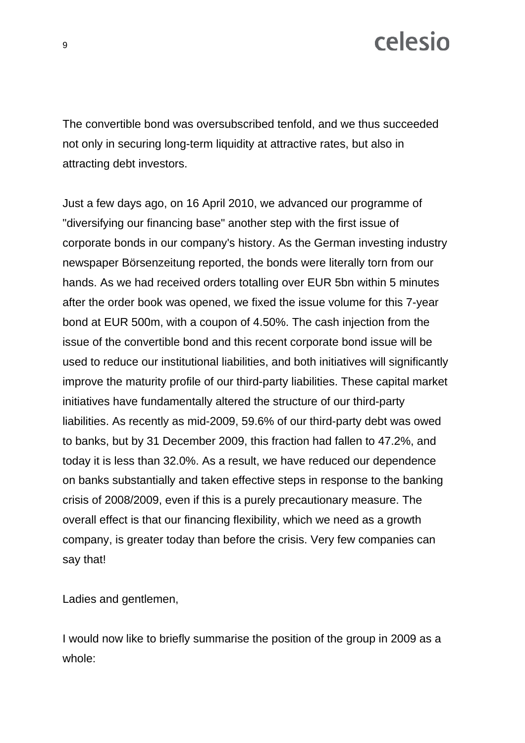The convertible bond was oversubscribed tenfold, and we thus succeeded not only in securing long-term liquidity at attractive rates, but also in attracting debt investors.

Just a few days ago, on 16 April 2010, we advanced our programme of "diversifying our financing base" another step with the first issue of corporate bonds in our company's history. As the German investing industry newspaper Börsenzeitung reported, the bonds were literally torn from our hands. As we had received orders totalling over EUR 5bn within 5 minutes after the order book was opened, we fixed the issue volume for this 7-year bond at EUR 500m, with a coupon of 4.50%. The cash injection from the issue of the convertible bond and this recent corporate bond issue will be used to reduce our institutional liabilities, and both initiatives will significantly improve the maturity profile of our third-party liabilities. These capital market initiatives have fundamentally altered the structure of our third-party liabilities. As recently as mid-2009, 59.6% of our third-party debt was owed to banks, but by 31 December 2009, this fraction had fallen to 47.2%, and today it is less than 32.0%. As a result, we have reduced our dependence on banks substantially and taken effective steps in response to the banking crisis of 2008/2009, even if this is a purely precautionary measure. The overall effect is that our financing flexibility, which we need as a growth company, is greater today than before the crisis. Very few companies can say that!

Ladies and gentlemen,

I would now like to briefly summarise the position of the group in 2009 as a whole: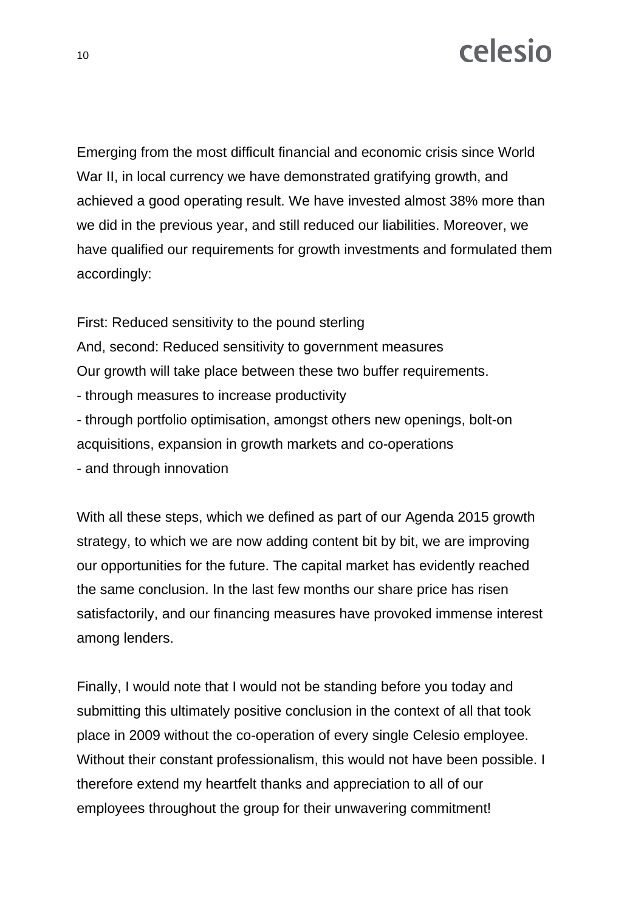Emerging from the most difficult financial and economic crisis since World War II, in local currency we have demonstrated gratifying growth, and achieved a good operating result. We have invested almost 38% more than we did in the previous year, and still reduced our liabilities. Moreover, we have qualified our requirements for growth investments and formulated them accordingly:

First: Reduced sensitivity to the pound sterling
And, second: Reduced sensitivity to government measures
Our growth will take place between these two buffer requirements.
- through measures to increase productivity
- through portfolio optimisation, amongst others new openings, bolt-on acquisitions, expansion in growth markets and co-operations
- and through innovation

With all these steps, which we defined as part of our Agenda 2015 growth strategy, to which we are now adding content bit by bit, we are improving our opportunities for the future. The capital market has evidently reached the same conclusion. In the last few months our share price has risen satisfactorily, and our financing measures have provoked immense interest among lenders.

Finally, I would note that I would not be standing before you today and submitting this ultimately positive conclusion in the context of all that took place in 2009 without the co-operation of every single Celesio employee. Without their constant professionalism, this would not have been possible. I therefore extend my heartfelt thanks and appreciation to all of our employees throughout the group for their unwavering commitment!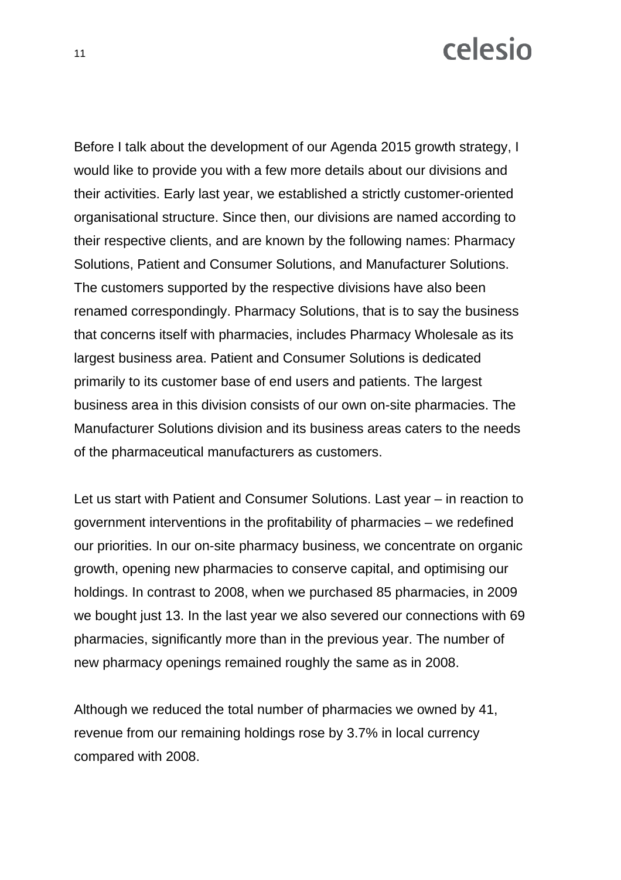Before I talk about the development of our Agenda 2015 growth strategy, I would like to provide you with a few more details about our divisions and their activities. Early last year, we established a strictly customer-oriented organisational structure. Since then, our divisions are named according to their respective clients, and are known by the following names: Pharmacy Solutions, Patient and Consumer Solutions, and Manufacturer Solutions. The customers supported by the respective divisions have also been renamed correspondingly. Pharmacy Solutions, that is to say the business that concerns itself with pharmacies, includes Pharmacy Wholesale as its largest business area. Patient and Consumer Solutions is dedicated primarily to its customer base of end users and patients. The largest business area in this division consists of our own on-site pharmacies. The Manufacturer Solutions division and its business areas caters to the needs of the pharmaceutical manufacturers as customers.

Let us start with Patient and Consumer Solutions. Last year – in reaction to government interventions in the profitability of pharmacies – we redefined our priorities. In our on-site pharmacy business, we concentrate on organic growth, opening new pharmacies to conserve capital, and optimising our holdings. In contrast to 2008, when we purchased 85 pharmacies, in 2009 we bought just 13. In the last year we also severed our connections with 69 pharmacies, significantly more than in the previous year. The number of new pharmacy openings remained roughly the same as in 2008.

Although we reduced the total number of pharmacies we owned by 41, revenue from our remaining holdings rose by 3.7% in local currency compared with 2008.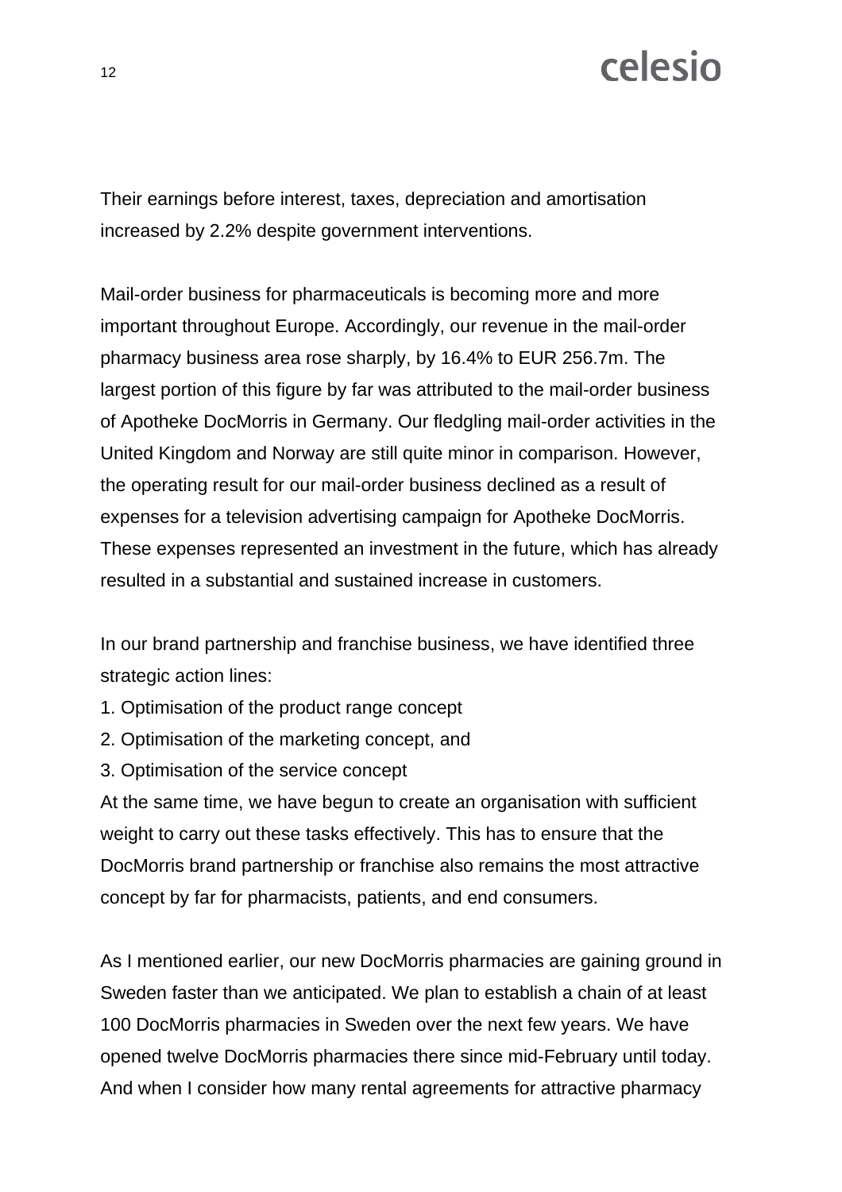Their earnings before interest, taxes, depreciation and amortisation increased by 2.2% despite government interventions.

Mail-order business for pharmaceuticals is becoming more and more important throughout Europe. Accordingly, our revenue in the mail-order pharmacy business area rose sharply, by 16.4% to EUR 256.7m. The largest portion of this figure by far was attributed to the mail-order business of Apotheke DocMorris in Germany. Our fledgling mail-order activities in the United Kingdom and Norway are still quite minor in comparison. However, the operating result for our mail-order business declined as a result of expenses for a television advertising campaign for Apotheke DocMorris. These expenses represented an investment in the future, which has already resulted in a substantial and sustained increase in customers.

In our brand partnership and franchise business, we have identified three strategic action lines:

1. Optimisation of the product range concept
2. Optimisation of the marketing concept, and
3. Optimisation of the service concept

At the same time, we have begun to create an organisation with sufficient weight to carry out these tasks effectively. This has to ensure that the DocMorris brand partnership or franchise also remains the most attractive concept by far for pharmacists, patients, and end consumers.

As I mentioned earlier, our new DocMorris pharmacies are gaining ground in Sweden faster than we anticipated. We plan to establish a chain of at least 100 DocMorris pharmacies in Sweden over the next few years. We have opened twelve DocMorris pharmacies there since mid-February until today. And when I consider how many rental agreements for attractive pharmacy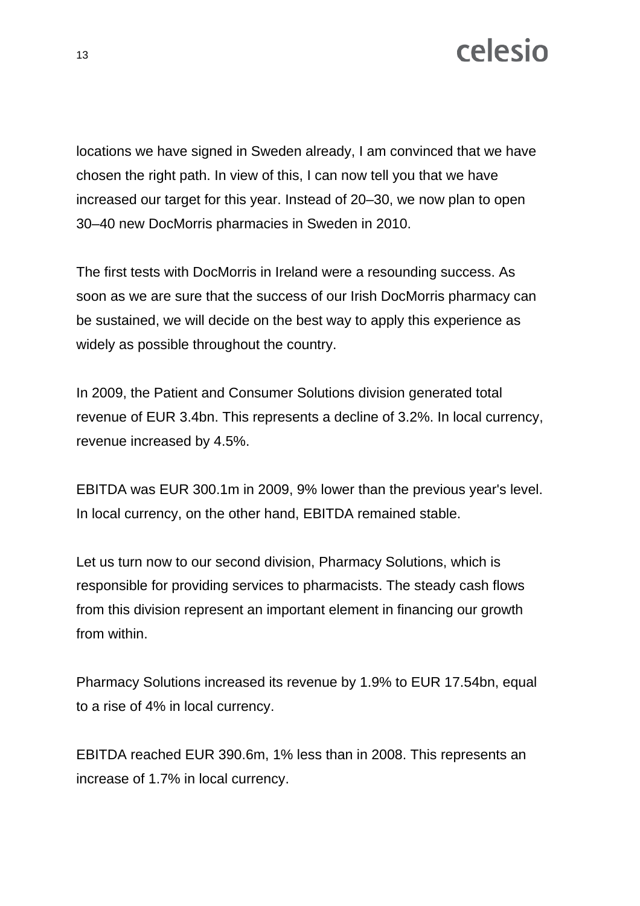locations we have signed in Sweden already, I am convinced that we have chosen the right path. In view of this, I can now tell you that we have increased our target for this year. Instead of 20–30, we now plan to open 30–40 new DocMorris pharmacies in Sweden in 2010.

The first tests with DocMorris in Ireland were a resounding success. As soon as we are sure that the success of our Irish DocMorris pharmacy can be sustained, we will decide on the best way to apply this experience as widely as possible throughout the country.

In 2009, the Patient and Consumer Solutions division generated total revenue of EUR 3.4bn. This represents a decline of 3.2%. In local currency, revenue increased by 4.5%.

EBITDA was EUR 300.1m in 2009, 9% lower than the previous year's level. In local currency, on the other hand, EBITDA remained stable.

Let us turn now to our second division, Pharmacy Solutions, which is responsible for providing services to pharmacists. The steady cash flows from this division represent an important element in financing our growth from within.

Pharmacy Solutions increased its revenue by 1.9% to EUR 17.54bn, equal to a rise of 4% in local currency.

EBITDA reached EUR 390.6m, 1% less than in 2008. This represents an increase of 1.7% in local currency.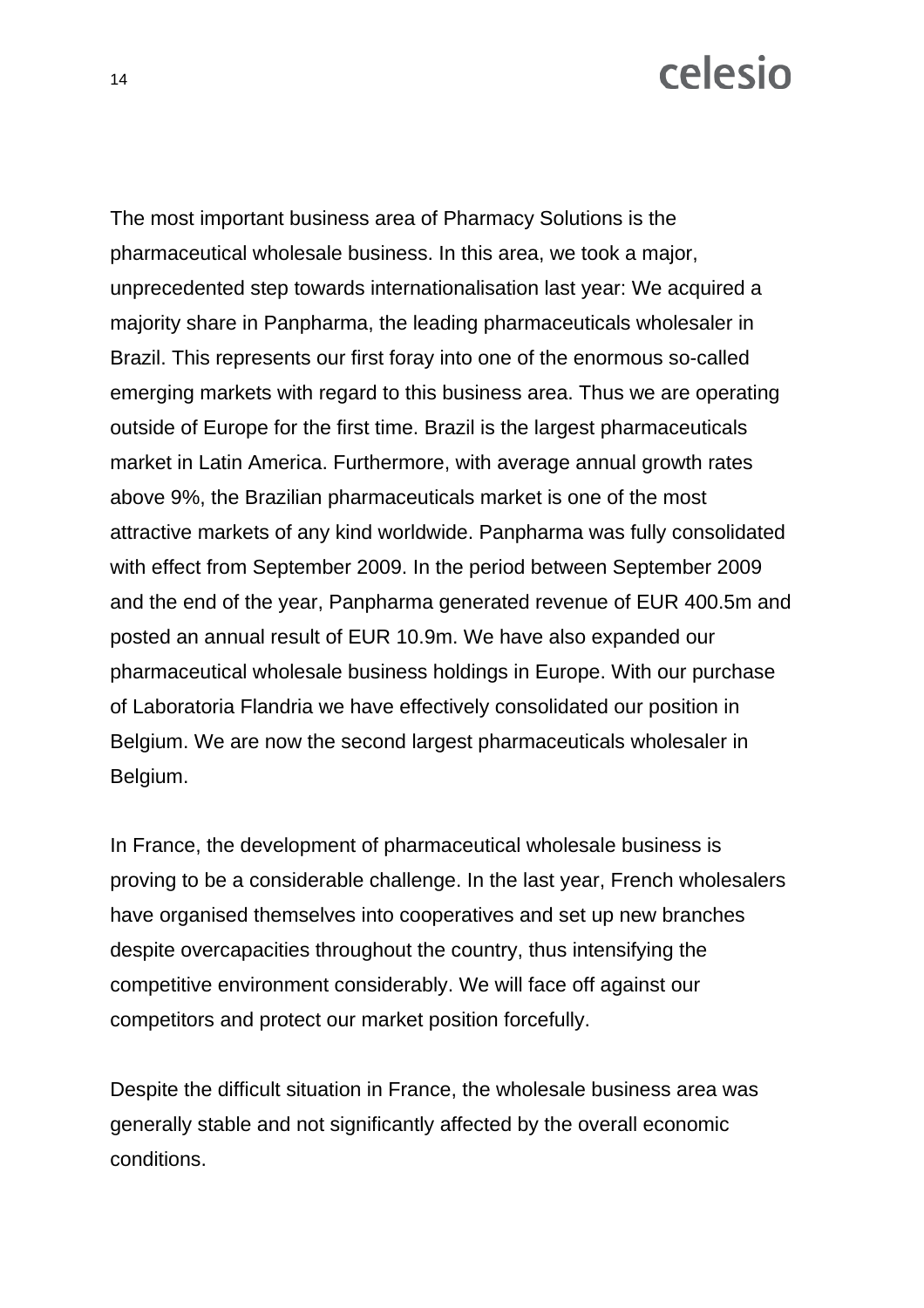The most important business area of Pharmacy Solutions is the pharmaceutical wholesale business. In this area, we took a major, unprecedented step towards internationalisation last year: We acquired a majority share in Panpharma, the leading pharmaceuticals wholesaler in Brazil. This represents our first foray into one of the enormous so-called emerging markets with regard to this business area. Thus we are operating outside of Europe for the first time. Brazil is the largest pharmaceuticals market in Latin America. Furthermore, with average annual growth rates above 9%, the Brazilian pharmaceuticals market is one of the most attractive markets of any kind worldwide. Panpharma was fully consolidated with effect from September 2009. In the period between September 2009 and the end of the year, Panpharma generated revenue of EUR 400.5m and posted an annual result of EUR 10.9m. We have also expanded our pharmaceutical wholesale business holdings in Europe. With our purchase of Laboratoria Flandria we have effectively consolidated our position in Belgium. We are now the second largest pharmaceuticals wholesaler in Belgium.

In France, the development of pharmaceutical wholesale business is proving to be a considerable challenge. In the last year, French wholesalers have organised themselves into cooperatives and set up new branches despite overcapacities throughout the country, thus intensifying the competitive environment considerably. We will face off against our competitors and protect our market position forcefully.

Despite the difficult situation in France, the wholesale business area was generally stable and not significantly affected by the overall economic conditions.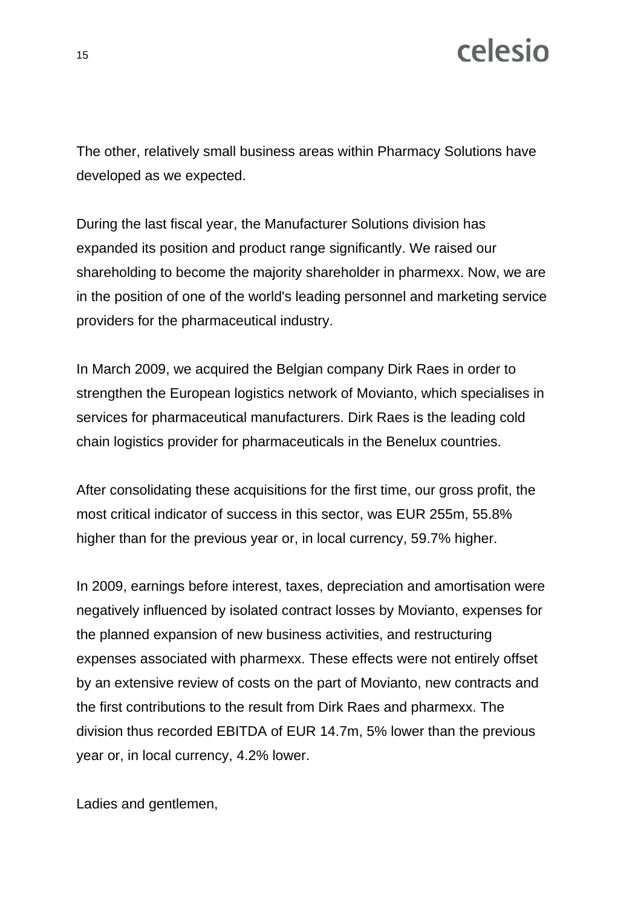The other, relatively small business areas within Pharmacy Solutions have developed as we expected.

During the last fiscal year, the Manufacturer Solutions division has expanded its position and product range significantly. We raised our shareholding to become the majority shareholder in pharmexx. Now, we are in the position of one of the world's leading personnel and marketing service providers for the pharmaceutical industry.

In March 2009, we acquired the Belgian company Dirk Raes in order to strengthen the European logistics network of Movianto, which specialises in services for pharmaceutical manufacturers. Dirk Raes is the leading cold chain logistics provider for pharmaceuticals in the Benelux countries.

After consolidating these acquisitions for the first time, our gross profit, the most critical indicator of success in this sector, was EUR 255m, 55.8% higher than for the previous year or, in local currency, 59.7% higher.

In 2009, earnings before interest, taxes, depreciation and amortisation were negatively influenced by isolated contract losses by Movianto, expenses for the planned expansion of new business activities, and restructuring expenses associated with pharmexx. These effects were not entirely offset by an extensive review of costs on the part of Movianto, new contracts and the first contributions to the result from Dirk Raes and pharmexx. The division thus recorded EBITDA of EUR 14.7m, 5% lower than the previous year or, in local currency, 4.2% lower.

Ladies and gentlemen,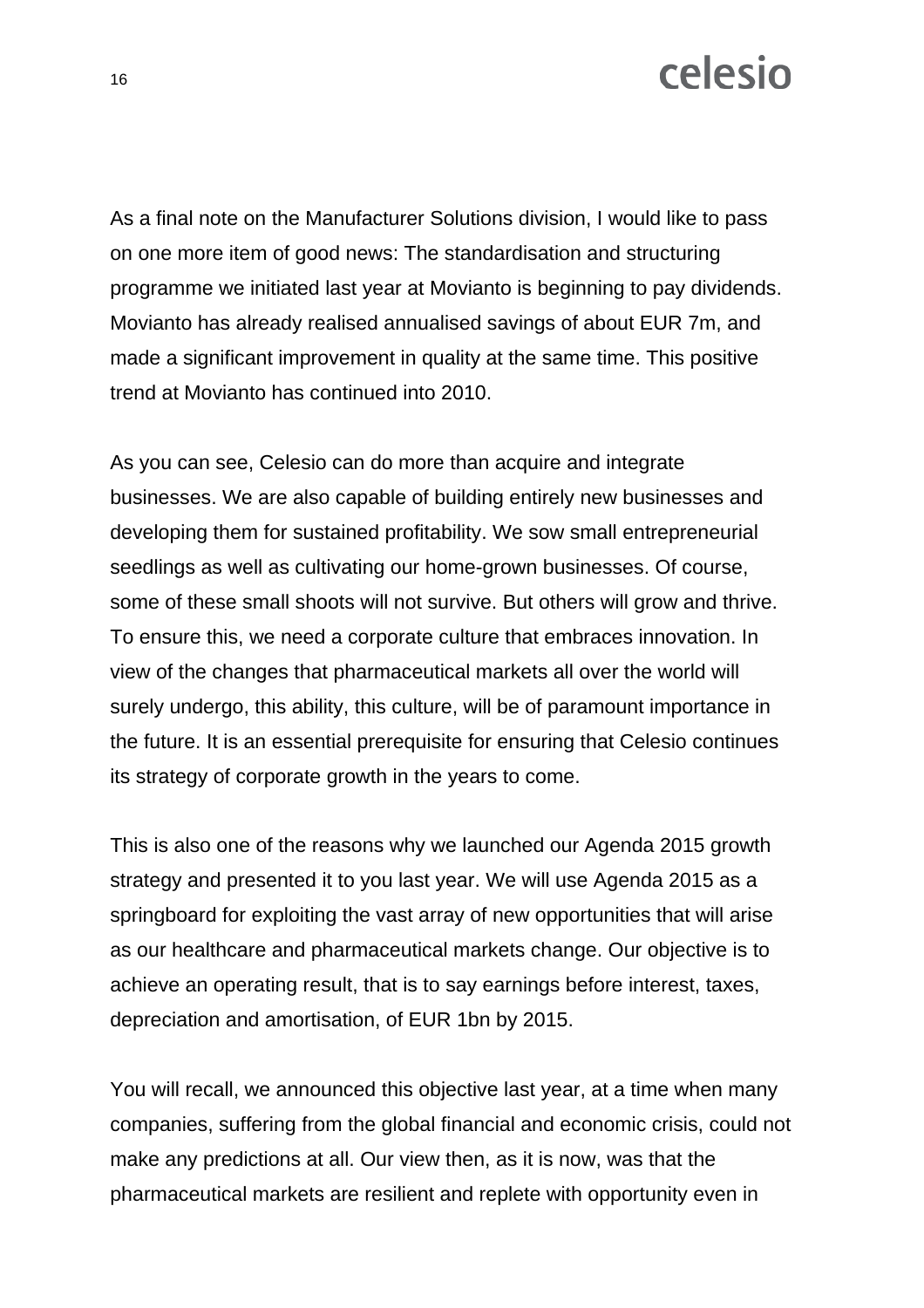As a final note on the Manufacturer Solutions division, I would like to pass on one more item of good news: The standardisation and structuring programme we initiated last year at Movianto is beginning to pay dividends. Movianto has already realised annualised savings of about EUR 7m, and made a significant improvement in quality at the same time. This positive trend at Movianto has continued into 2010.

As you can see, Celesio can do more than acquire and integrate businesses. We are also capable of building entirely new businesses and developing them for sustained profitability. We sow small entrepreneurial seedlings as well as cultivating our home-grown businesses. Of course, some of these small shoots will not survive. But others will grow and thrive. To ensure this, we need a corporate culture that embraces innovation. In view of the changes that pharmaceutical markets all over the world will surely undergo, this ability, this culture, will be of paramount importance in the future. It is an essential prerequisite for ensuring that Celesio continues its strategy of corporate growth in the years to come.

This is also one of the reasons why we launched our Agenda 2015 growth strategy and presented it to you last year. We will use Agenda 2015 as a springboard for exploiting the vast array of new opportunities that will arise as our healthcare and pharmaceutical markets change. Our objective is to achieve an operating result, that is to say earnings before interest, taxes, depreciation and amortisation, of EUR 1bn by 2015.

You will recall, we announced this objective last year, at a time when many companies, suffering from the global financial and economic crisis, could not make any predictions at all. Our view then, as it is now, was that the pharmaceutical markets are resilient and replete with opportunity even in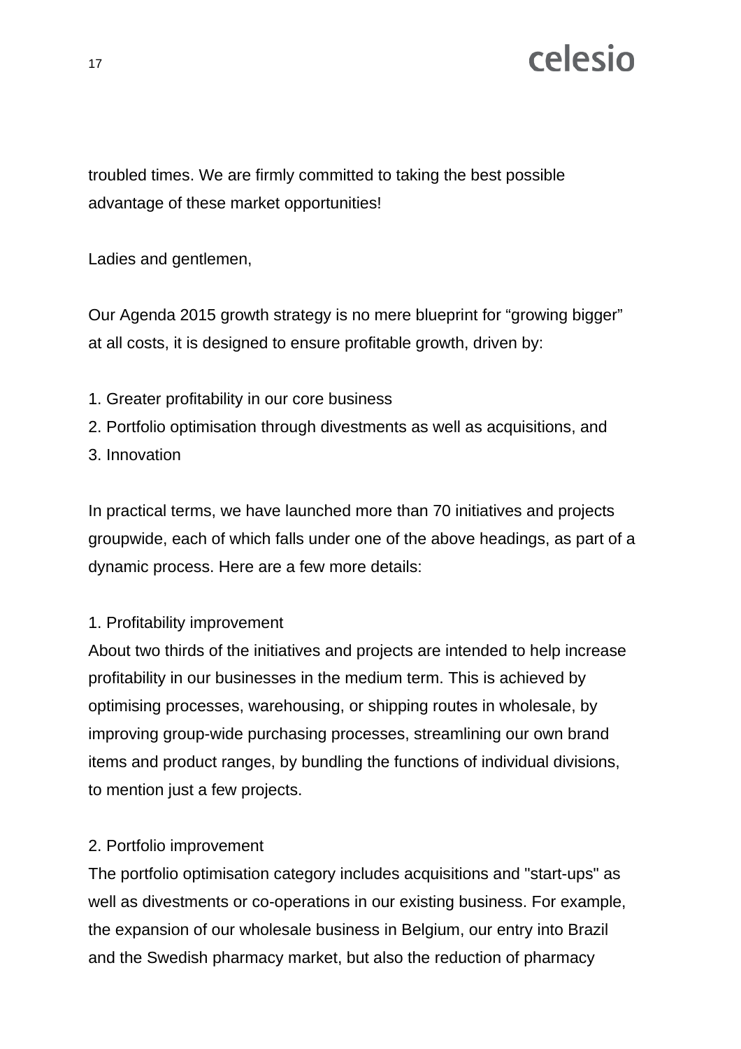troubled times. We are firmly committed to taking the best possible advantage of these market opportunities!

Ladies and gentlemen,

Our Agenda 2015 growth strategy is no mere blueprint for "growing bigger" at all costs, it is designed to ensure profitable growth, driven by:

1. Greater profitability in our core business
2. Portfolio optimisation through divestments as well as acquisitions, and
3. Innovation

In practical terms, we have launched more than 70 initiatives and projects groupwide, each of which falls under one of the above headings, as part of a dynamic process. Here are a few more details:

1. Profitability improvement

About two thirds of the initiatives and projects are intended to help increase profitability in our businesses in the medium term. This is achieved by optimising processes, warehousing, or shipping routes in wholesale, by improving group-wide purchasing processes, streamlining our own brand items and product ranges, by bundling the functions of individual divisions, to mention just a few projects.

2. Portfolio improvement

The portfolio optimisation category includes acquisitions and "start-ups" as well as divestments or co-operations in our existing business. For example, the expansion of our wholesale business in Belgium, our entry into Brazil and the Swedish pharmacy market, but also the reduction of pharmacy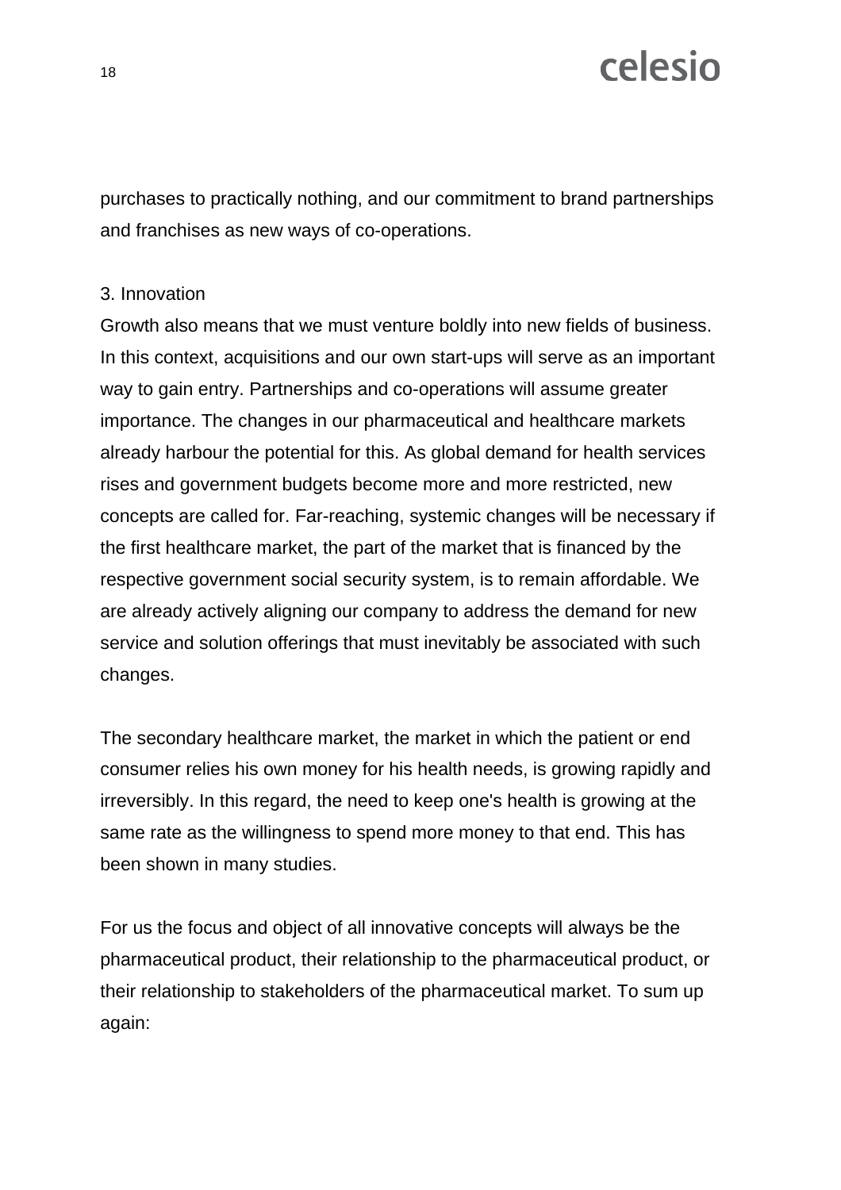purchases to practically nothing, and our commitment to brand partnerships and franchises as new ways of co-operations.

3. Innovation

Growth also means that we must venture boldly into new fields of business. In this context, acquisitions and our own start-ups will serve as an important way to gain entry. Partnerships and co-operations will assume greater importance. The changes in our pharmaceutical and healthcare markets already harbour the potential for this. As global demand for health services rises and government budgets become more and more restricted, new concepts are called for. Far-reaching, systemic changes will be necessary if the first healthcare market, the part of the market that is financed by the respective government social security system, is to remain affordable. We are already actively aligning our company to address the demand for new service and solution offerings that must inevitably be associated with such changes.

The secondary healthcare market, the market in which the patient or end consumer relies his own money for his health needs, is growing rapidly and irreversibly. In this regard, the need to keep one's health is growing at the same rate as the willingness to spend more money to that end. This has been shown in many studies.

For us the focus and object of all innovative concepts will always be the pharmaceutical product, their relationship to the pharmaceutical product, or their relationship to stakeholders of the pharmaceutical market. To sum up again: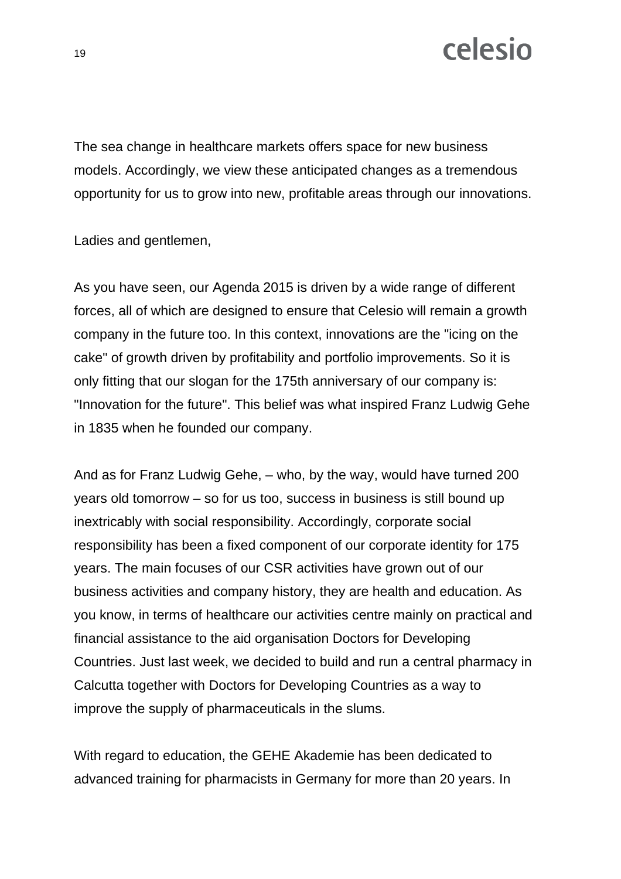The sea change in healthcare markets offers space for new business models. Accordingly, we view these anticipated changes as a tremendous opportunity for us to grow into new, profitable areas through our innovations.

Ladies and gentlemen,

As you have seen, our Agenda 2015 is driven by a wide range of different forces, all of which are designed to ensure that Celesio will remain a growth company in the future too. In this context, innovations are the "icing on the cake" of growth driven by profitability and portfolio improvements. So it is only fitting that our slogan for the 175th anniversary of our company is: "Innovation for the future". This belief was what inspired Franz Ludwig Gehe in 1835 when he founded our company.

And as for Franz Ludwig Gehe, – who, by the way, would have turned 200 years old tomorrow – so for us too, success in business is still bound up inextricably with social responsibility. Accordingly, corporate social responsibility has been a fixed component of our corporate identity for 175 years. The main focuses of our CSR activities have grown out of our business activities and company history, they are health and education. As you know, in terms of healthcare our activities centre mainly on practical and financial assistance to the aid organisation Doctors for Developing Countries. Just last week, we decided to build and run a central pharmacy in Calcutta together with Doctors for Developing Countries as a way to improve the supply of pharmaceuticals in the slums.

With regard to education, the GEHE Akademie has been dedicated to advanced training for pharmacists in Germany for more than 20 years. In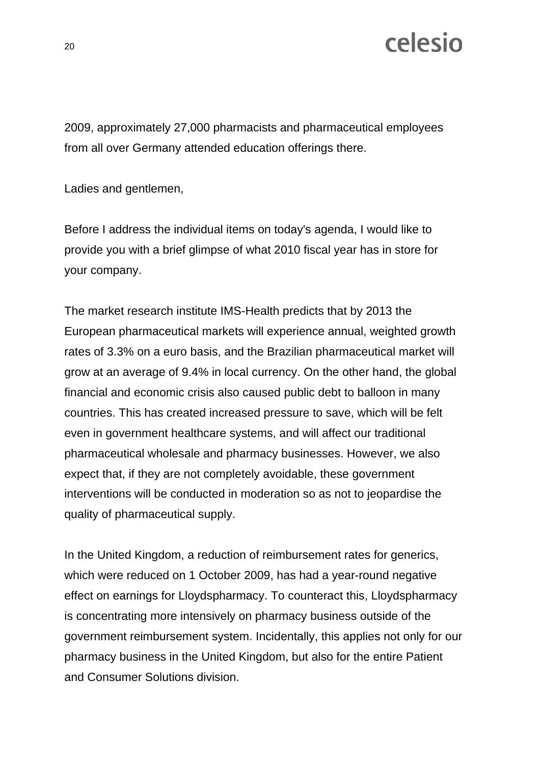2009, approximately 27,000 pharmacists and pharmaceutical employees from all over Germany attended education offerings there.

Ladies and gentlemen,

Before I address the individual items on today's agenda, I would like to provide you with a brief glimpse of what 2010 fiscal year has in store for your company.

The market research institute IMS-Health predicts that by 2013 the European pharmaceutical markets will experience annual, weighted growth rates of 3.3% on a euro basis, and the Brazilian pharmaceutical market will grow at an average of 9.4% in local currency. On the other hand, the global financial and economic crisis also caused public debt to balloon in many countries. This has created increased pressure to save, which will be felt even in government healthcare systems, and will affect our traditional pharmaceutical wholesale and pharmacy businesses. However, we also expect that, if they are not completely avoidable, these government interventions will be conducted in moderation so as not to jeopardise the quality of pharmaceutical supply.

In the United Kingdom, a reduction of reimbursement rates for generics, which were reduced on 1 October 2009, has had a year-round negative effect on earnings for Lloydspharmacy. To counteract this, Lloydspharmacy is concentrating more intensively on pharmacy business outside of the government reimbursement system. Incidentally, this applies not only for our pharmacy business in the United Kingdom, but also for the entire Patient and Consumer Solutions division.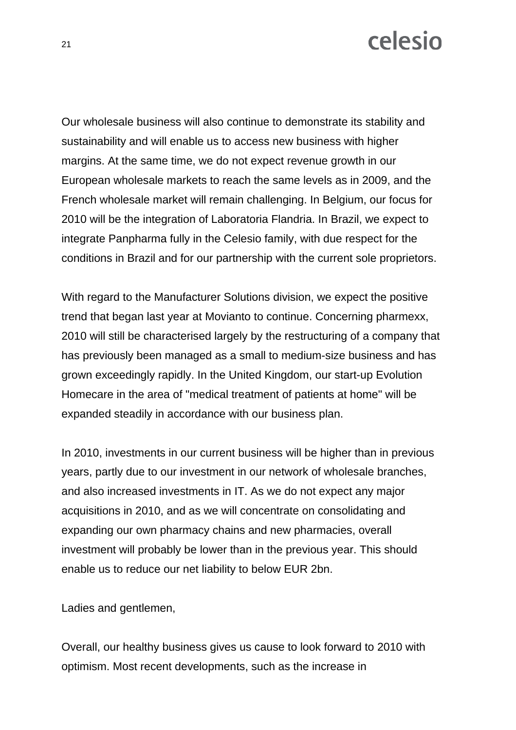Our wholesale business will also continue to demonstrate its stability and sustainability and will enable us to access new business with higher margins. At the same time, we do not expect revenue growth in our European wholesale markets to reach the same levels as in 2009, and the French wholesale market will remain challenging. In Belgium, our focus for 2010 will be the integration of Laboratoria Flandria. In Brazil, we expect to integrate Panpharma fully in the Celesio family, with due respect for the conditions in Brazil and for our partnership with the current sole proprietors.

With regard to the Manufacturer Solutions division, we expect the positive trend that began last year at Movianto to continue. Concerning pharmexx, 2010 will still be characterised largely by the restructuring of a company that has previously been managed as a small to medium-size business and has grown exceedingly rapidly. In the United Kingdom, our start-up Evolution Homecare in the area of "medical treatment of patients at home" will be expanded steadily in accordance with our business plan.

In 2010, investments in our current business will be higher than in previous years, partly due to our investment in our network of wholesale branches, and also increased investments in IT. As we do not expect any major acquisitions in 2010, and as we will concentrate on consolidating and expanding our own pharmacy chains and new pharmacies, overall investment will probably be lower than in the previous year. This should enable us to reduce our net liability to below EUR 2bn.

Ladies and gentlemen,

Overall, our healthy business gives us cause to look forward to 2010 with optimism. Most recent developments, such as the increase in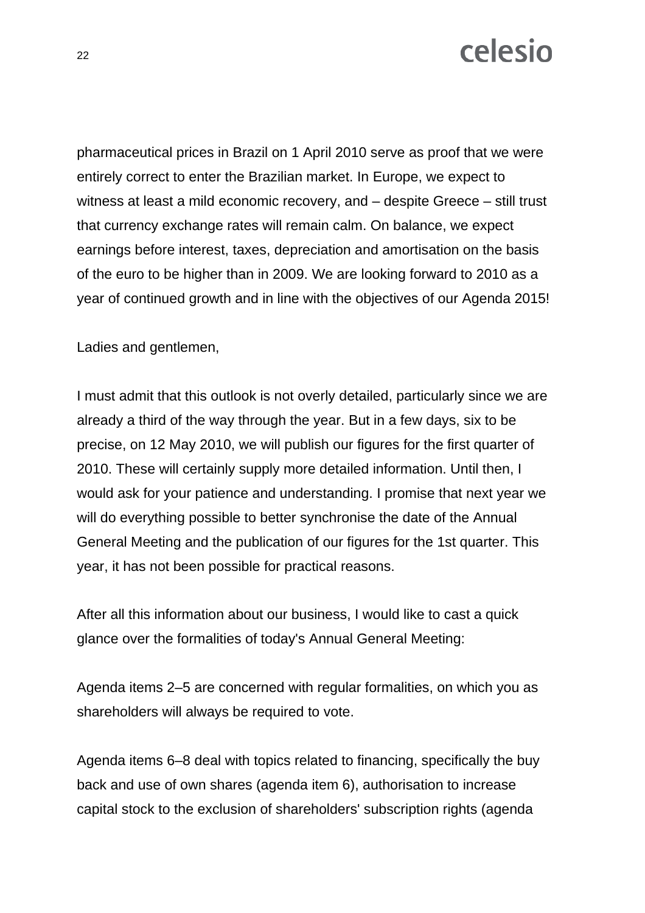pharmaceutical prices in Brazil on 1 April 2010 serve as proof that we were entirely correct to enter the Brazilian market. In Europe, we expect to witness at least a mild economic recovery, and – despite Greece – still trust that currency exchange rates will remain calm. On balance, we expect earnings before interest, taxes, depreciation and amortisation on the basis of the euro to be higher than in 2009. We are looking forward to 2010 as a year of continued growth and in line with the objectives of our Agenda 2015!

Ladies and gentlemen,

I must admit that this outlook is not overly detailed, particularly since we are already a third of the way through the year. But in a few days, six to be precise, on 12 May 2010, we will publish our figures for the first quarter of 2010. These will certainly supply more detailed information. Until then, I would ask for your patience and understanding. I promise that next year we will do everything possible to better synchronise the date of the Annual General Meeting and the publication of our figures for the 1st quarter. This year, it has not been possible for practical reasons.

After all this information about our business, I would like to cast a quick glance over the formalities of today's Annual General Meeting:

Agenda items 2–5 are concerned with regular formalities, on which you as shareholders will always be required to vote.

Agenda items 6–8 deal with topics related to financing, specifically the buy back and use of own shares (agenda item 6), authorisation to increase capital stock to the exclusion of shareholders' subscription rights (agenda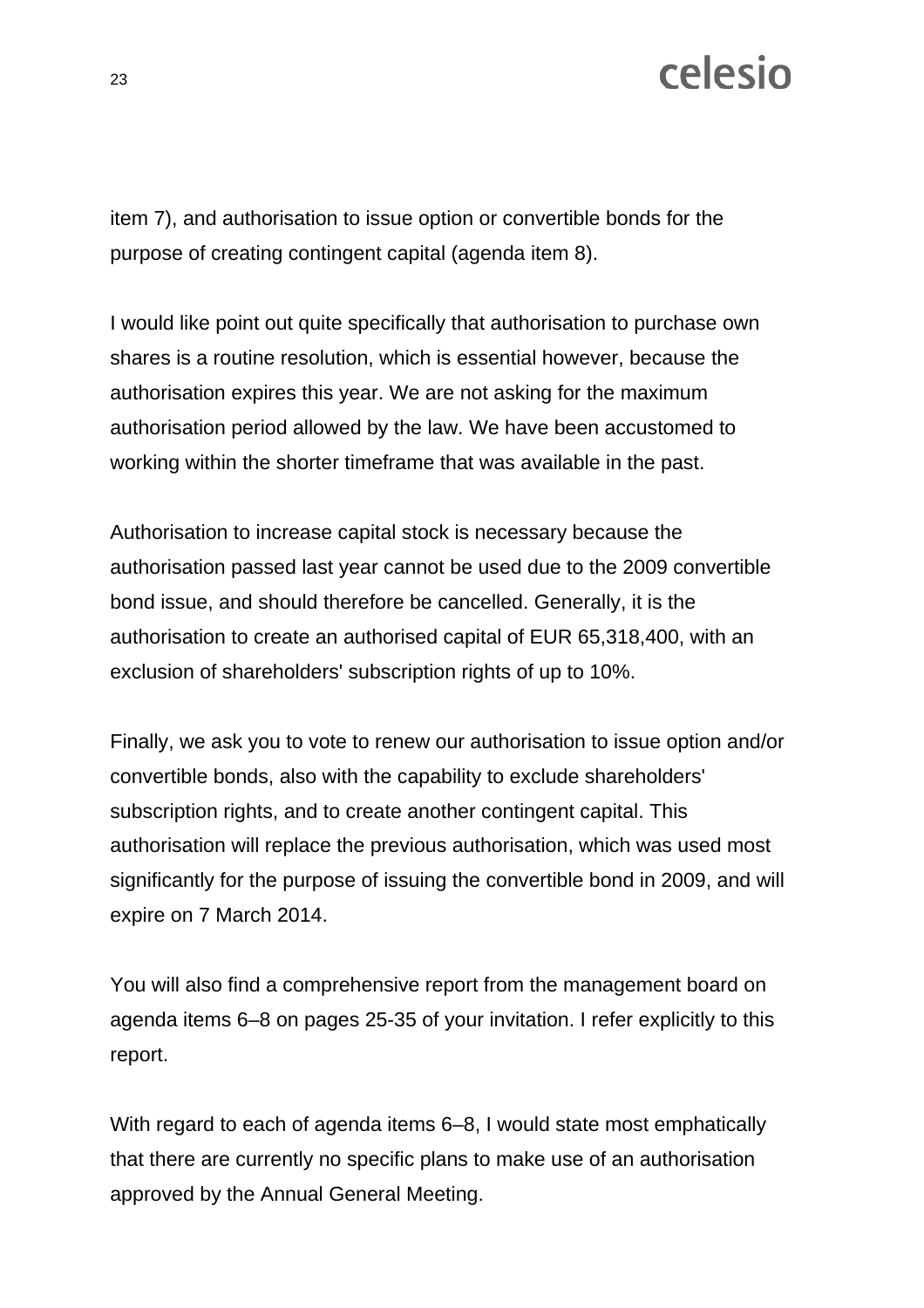item 7), and authorisation to issue option or convertible bonds for the purpose of creating contingent capital (agenda item 8).

I would like point out quite specifically that authorisation to purchase own shares is a routine resolution, which is essential however, because the authorisation expires this year. We are not asking for the maximum authorisation period allowed by the law. We have been accustomed to working within the shorter timeframe that was available in the past.

Authorisation to increase capital stock is necessary because the authorisation passed last year cannot be used due to the 2009 convertible bond issue, and should therefore be cancelled. Generally, it is the authorisation to create an authorised capital of EUR 65,318,400, with an exclusion of shareholders' subscription rights of up to 10%.

Finally, we ask you to vote to renew our authorisation to issue option and/or convertible bonds, also with the capability to exclude shareholders' subscription rights, and to create another contingent capital. This authorisation will replace the previous authorisation, which was used most significantly for the purpose of issuing the convertible bond in 2009, and will expire on 7 March 2014.

You will also find a comprehensive report from the management board on agenda items 6–8 on pages 25-35 of your invitation. I refer explicitly to this report.

With regard to each of agenda items 6–8, I would state most emphatically that there are currently no specific plans to make use of an authorisation approved by the Annual General Meeting.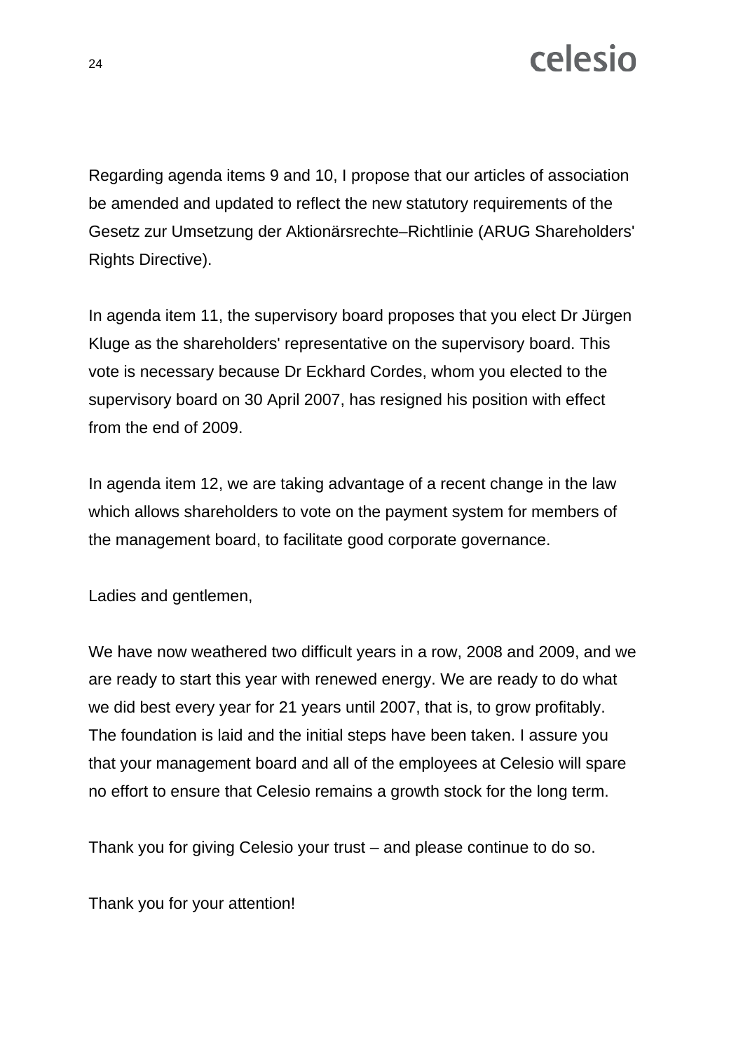Regarding agenda items 9 and 10, I propose that our articles of association be amended and updated to reflect the new statutory requirements of the Gesetz zur Umsetzung der Aktionärsrechte–Richtlinie (ARUG Shareholders' Rights Directive).

In agenda item 11, the supervisory board proposes that you elect Dr Jürgen Kluge as the shareholders' representative on the supervisory board. This vote is necessary because Dr Eckhard Cordes, whom you elected to the supervisory board on 30 April 2007, has resigned his position with effect from the end of 2009.

In agenda item 12, we are taking advantage of a recent change in the law which allows shareholders to vote on the payment system for members of the management board, to facilitate good corporate governance.

Ladies and gentlemen,

We have now weathered two difficult years in a row, 2008 and 2009, and we are ready to start this year with renewed energy. We are ready to do what we did best every year for 21 years until 2007, that is, to grow profitably. The foundation is laid and the initial steps have been taken. I assure you that your management board and all of the employees at Celesio will spare no effort to ensure that Celesio remains a growth stock for the long term.

Thank you for giving Celesio your trust – and please continue to do so.

Thank you for your attention!